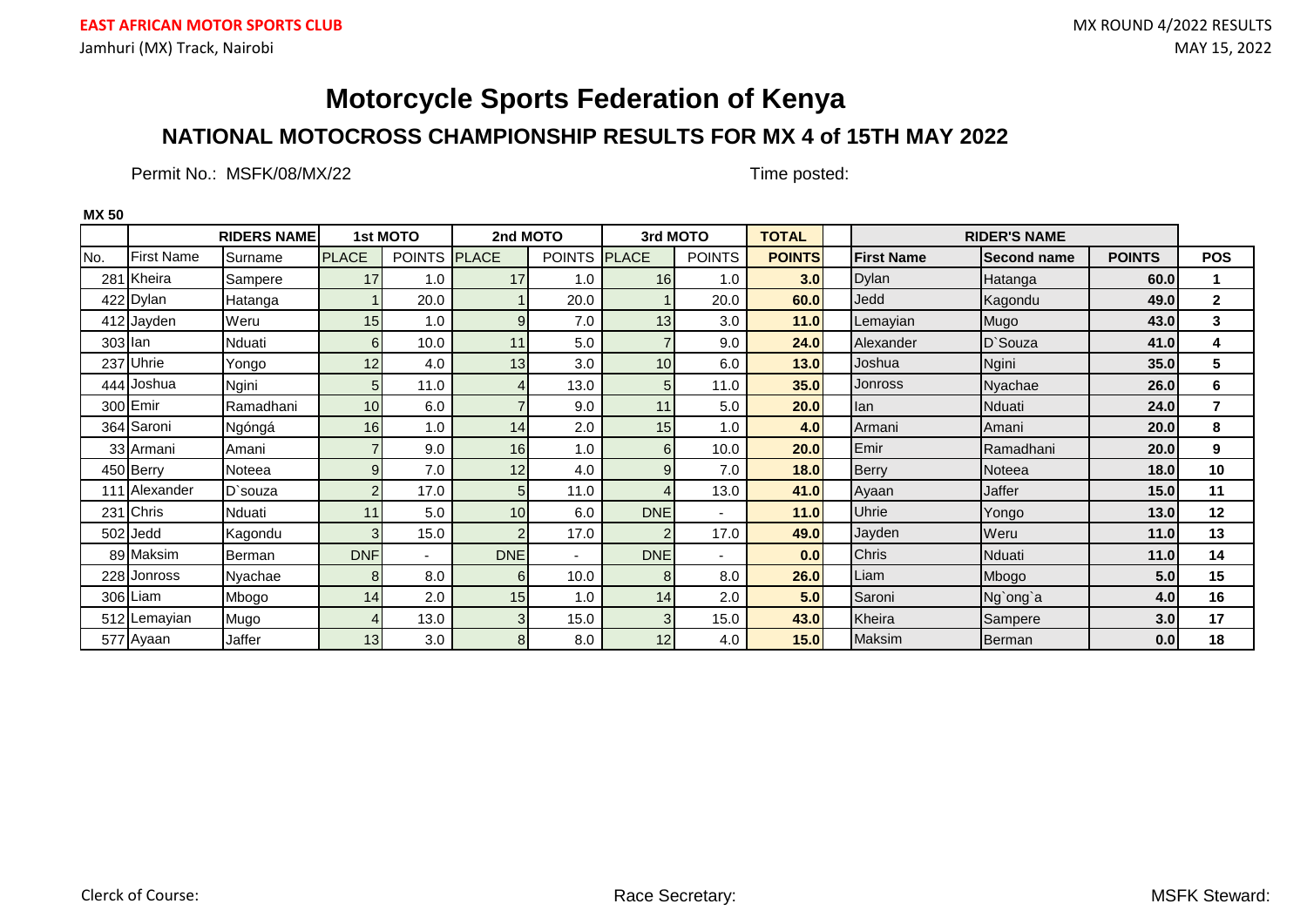**EAST AFRICAN MOTOR SPORTS CLUB**

Jamhuri (MX) Track, Nairobi

MX ROUND 4/2022 RESULTS

MAY 15, 2022

# Motorcycle Sports Federation of Kenya

## NATIONAL MOTOCROSS CHAMPIONSHIP RESULTS FOR MX 4 of 15TH MAY 2022

Permit No.: MSFK/08/MX/22

Time posted:

**MX 50**

| | RIDERS NAME | | 1st MOTO | | 2nd MOTO | | 3rd MOTO | | TOTAL | RIDER'S NAME | | | |
|---|---|---|---|---|---|---|---|---|---|---|---|---|---|
| No. | First Name | Surname | PLACE | POINTS | PLACE | POINTS | PLACE | POINTS | POINTS | First Name | Second name | POINTS | POS |
| 281 | Kheira | Sampere | 17 | 1.0 | 17 | 1.0 | 16 | 1.0 | 3.0 | Dylan | Hatanga | 60.0 | 1 |
| 422 | Dylan | Hatanga | 1 | 20.0 | 1 | 20.0 | 1 | 20.0 | 60.0 | Jedd | Kagondu | 49.0 | 2 |
| 412 | Jayden | Weru | 15 | 1.0 | 9 | 7.0 | 13 | 3.0 | 11.0 | Lemayian | Mugo | 43.0 | 3 |
| 303 | Ian | Nduati | 6 | 10.0 | 11 | 5.0 | 7 | 9.0 | 24.0 | Alexander | D`Souza | 41.0 | 4 |
| 237 | Uhrie | Yongo | 12 | 4.0 | 13 | 3.0 | 10 | 6.0 | 13.0 | Joshua | Ngini | 35.0 | 5 |
| 444 | Joshua | Ngini | 5 | 11.0 | 4 | 13.0 | 5 | 11.0 | 35.0 | Jonross | Nyachae | 26.0 | 6 |
| 300 | Emir | Ramadhani | 10 | 6.0 | 7 | 9.0 | 11 | 5.0 | 20.0 | Ian | Nduati | 24.0 | 7 |
| 364 | Saroni | Ngóngá | 16 | 1.0 | 14 | 2.0 | 15 | 1.0 | 4.0 | Armani | Amani | 20.0 | 8 |
| 33 | Armani | Amani | 7 | 9.0 | 16 | 1.0 | 6 | 10.0 | 20.0 | Emir | Ramadhani | 20.0 | 9 |
| 450 | Berry | Noteea | 9 | 7.0 | 12 | 4.0 | 9 | 7.0 | 18.0 | Berry | Noteea | 18.0 | 10 |
| 111 | Alexander | D`souza | 2 | 17.0 | 5 | 11.0 | 4 | 13.0 | 41.0 | Ayaan | Jaffer | 15.0 | 11 |
| 231 | Chris | Nduati | 11 | 5.0 | 10 | 6.0 | DNE | - | 11.0 | Uhrie | Yongo | 13.0 | 12 |
| 502 | Jedd | Kagondu | 3 | 15.0 | 2 | 17.0 | 2 | 17.0 | 49.0 | Jayden | Weru | 11.0 | 13 |
| 89 | Maksim | Berman | DNF | - | DNE | - | DNE | - | 0.0 | Chris | Nduati | 11.0 | 14 |
| 228 | Jonross | Nyachae | 8 | 8.0 | 6 | 10.0 | 8 | 8.0 | 26.0 | Liam | Mbogo | 5.0 | 15 |
| 306 | Liam | Mbogo | 14 | 2.0 | 15 | 1.0 | 14 | 2.0 | 5.0 | Saroni | Ng`ong`a | 4.0 | 16 |
| 512 | Lemayian | Mugo | 4 | 13.0 | 3 | 15.0 | 3 | 15.0 | 43.0 | Kheira | Sampere | 3.0 | 17 |
| 577 | Ayaan | Jaffer | 13 | 3.0 | 8 | 8.0 | 12 | 4.0 | 15.0 | Maksim | Berman | 0.0 | 18 |

Clerck of Course: Race Secretary: MSFK Steward: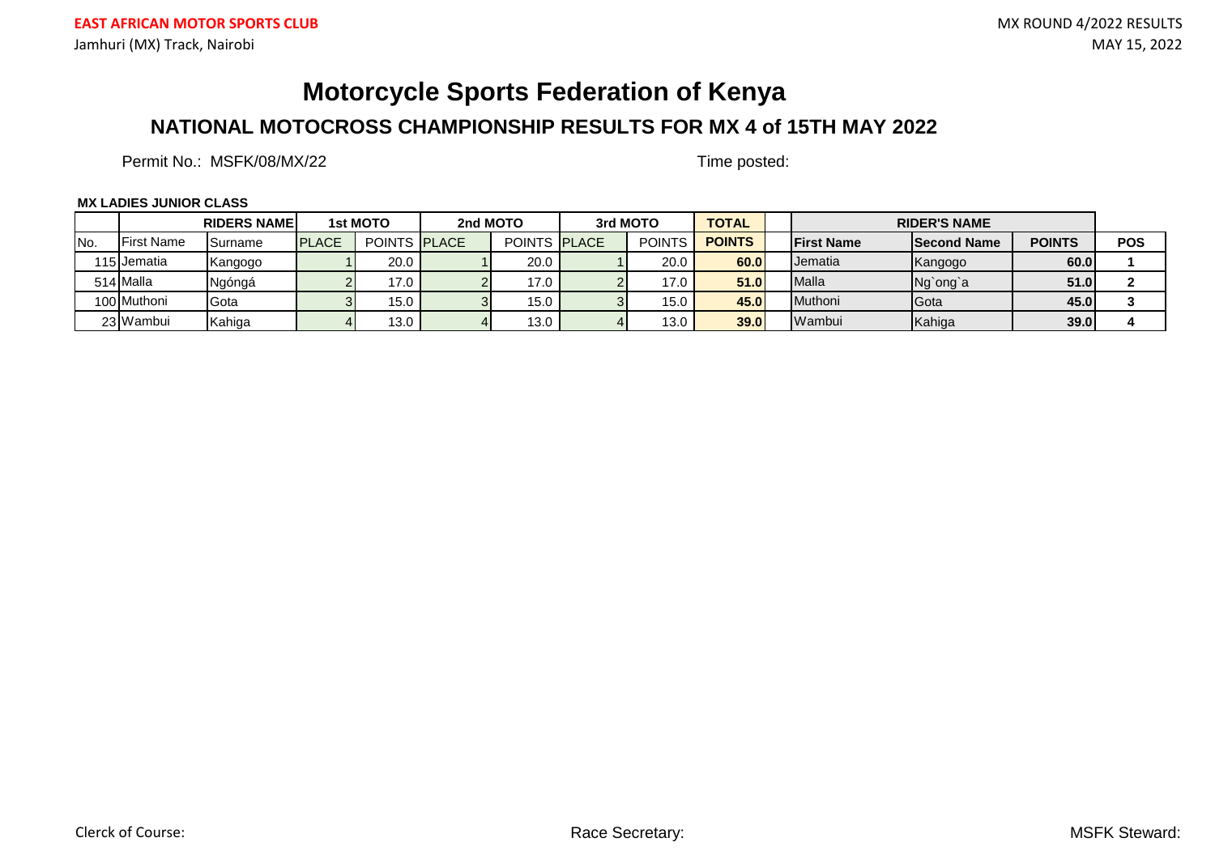EAST AFRICAN MOTOR SPORTS CLUB

Jamhuri (MX) Track, Nairobi

MX ROUND 4/2022 RESULTS

MAY 15, 2022

# Motorcycle Sports Federation of Kenya

## NATIONAL MOTOCROSS CHAMPIONSHIP RESULTS FOR MX 4 of 15TH MAY 2022

Permit No.: MSFK/08/MX/22

Time posted:

**MX LADIES JUNIOR CLASS**

| | RIDERS NAME | | 1st MOTO | | 2nd MOTO | | 3rd MOTO | | TOTAL | | RIDER'S NAME | | | |
|---|---|---|---|---|---|---|---|---|---|---|---|---|---|---|
| No. | First Name | Surname | PLACE | POINTS | PLACE | POINTS | PLACE | POINTS | POINTS | | First Name | Second Name | POINTS | POS |
| 115 | Jematia | Kangogo | 1 | 20.0 | 1 | 20.0 | 1 | 20.0 | 60.0 | | Jematia | Kangogo | 60.0 | 1 |
| 514 | Malla | Ngóngá | 2 | 17.0 | 2 | 17.0 | 2 | 17.0 | 51.0 | | Malla | Ng`ong`a | 51.0 | 2 |
| 100 | Muthoni | Gota | 3 | 15.0 | 3 | 15.0 | 3 | 15.0 | 45.0 | | Muthoni | Gota | 45.0 | 3 |
| 23 | Wambui | Kahiga | 4 | 13.0 | 4 | 13.0 | 4 | 13.0 | 39.0 | | Wambui | Kahiga | 39.0 | 4 |

Clerck of Course:

Race Secretary:

MSFK Steward: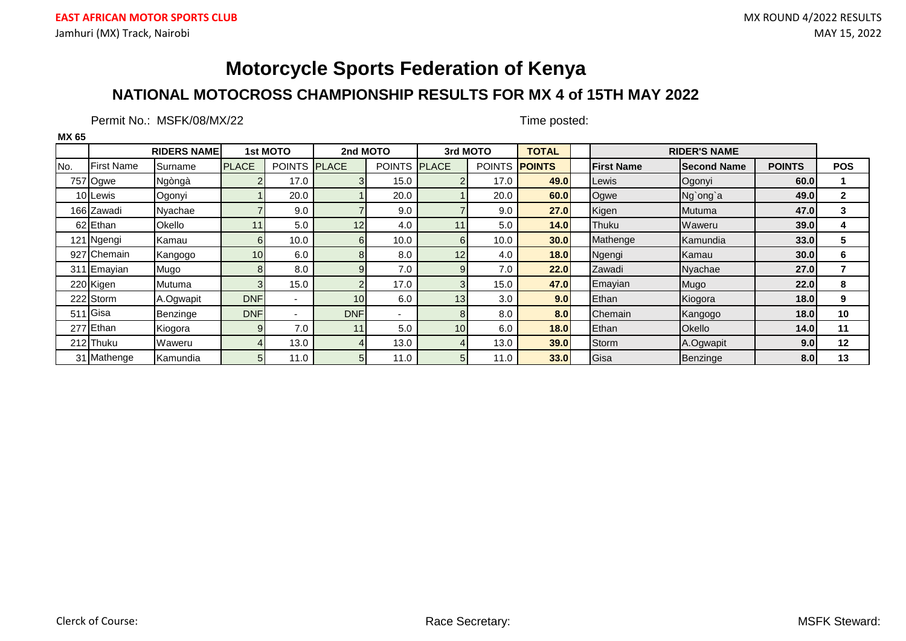EAST AFRICAN MOTOR SPORTS CLUB

Jamhuri (MX) Track, Nairobi

MX ROUND 4/2022 RESULTS

MAY 15, 2022

# Motorcycle Sports Federation of Kenya

## NATIONAL MOTOCROSS CHAMPIONSHIP RESULTS FOR MX 4 of 15TH MAY 2022

Permit No.: MSFK/08/MX/22

Time posted:

**MX 65**

| | | RIDERS NAME | 1st MOTO | | 2nd MOTO | | 3rd MOTO | | TOTAL | | RIDER'S NAME | | | |
|---|---|---|---|---|---|---|---|---|---|---|---|---|---|---|
| No. | First Name | Surname | PLACE | POINTS | PLACE | POINTS | PLACE | POINTS | POINTS | | First Name | Second Name | POINTS | POS |
| 757 | Ogwe | Ngòngà | 2 | 17.0 | 3 | 15.0 | 2 | 17.0 | 49.0 | | Lewis | Ogonyi | 60.0 | 1 |
| 10 | Lewis | Ogonyi | 1 | 20.0 | 1 | 20.0 | 1 | 20.0 | 60.0 | | Ogwe | Ng`ong`a | 49.0 | 2 |
| 166 | Zawadi | Nyachae | 7 | 9.0 | 7 | 9.0 | 7 | 9.0 | 27.0 | | Kigen | Mutuma | 47.0 | 3 |
| 62 | Ethan | Okello | 11 | 5.0 | 12 | 4.0 | 11 | 5.0 | 14.0 | | Thuku | Waweru | 39.0 | 4 |
| 121 | Ngengi | Kamau | 6 | 10.0 | 6 | 10.0 | 6 | 10.0 | 30.0 | | Mathenge | Kamundia | 33.0 | 5 |
| 927 | Chemain | Kangogo | 10 | 6.0 | 8 | 8.0 | 12 | 4.0 | 18.0 | | Ngengi | Kamau | 30.0 | 6 |
| 311 | Emayian | Mugo | 8 | 8.0 | 9 | 7.0 | 9 | 7.0 | 22.0 | | Zawadi | Nyachae | 27.0 | 7 |
| 220 | Kigen | Mutuma | 3 | 15.0 | 2 | 17.0 | 3 | 15.0 | 47.0 | | Emayian | Mugo | 22.0 | 8 |
| 222 | Storm | A.Ogwapit | DNF | - | 10 | 6.0 | 13 | 3.0 | 9.0 | | Ethan | Kiogora | 18.0 | 9 |
| 511 | Gisa | Benzinge | DNF | - | DNF | - | 8 | 8.0 | 8.0 | | Chemain | Kangogo | 18.0 | 10 |
| 277 | Ethan | Kiogora | 9 | 7.0 | 11 | 5.0 | 10 | 6.0 | 18.0 | | Ethan | Okello | 14.0 | 11 |
| 212 | Thuku | Waweru | 4 | 13.0 | 4 | 13.0 | 4 | 13.0 | 39.0 | | Storm | A.Ogwapit | 9.0 | 12 |
| 31 | Mathenge | Kamundia | 5 | 11.0 | 5 | 11.0 | 5 | 11.0 | 33.0 | | Gisa | Benzinge | 8.0 | 13 |

Clerck of Course:

Race Secretary:

MSFK Steward: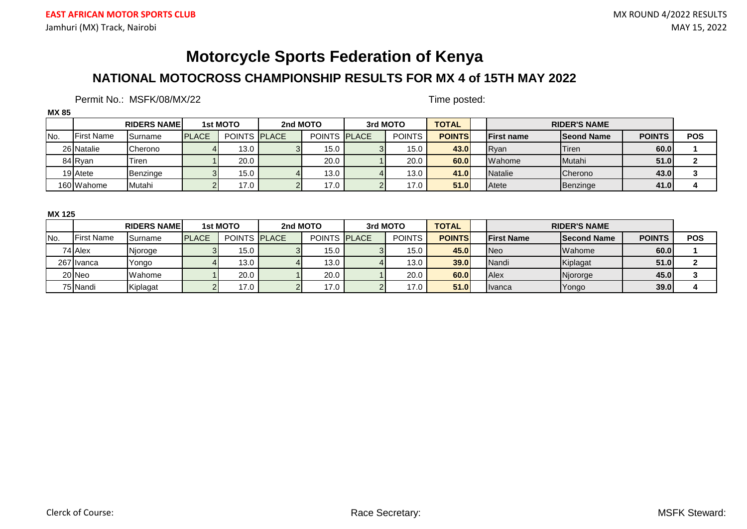**EAST AFRICAN MOTOR SPORTS CLUB**

Jamhuri (MX) Track, Nairobi

MX ROUND 4/2022 RESULTS

MAY 15, 2022

# Motorcycle Sports Federation of Kenya

## NATIONAL MOTOCROSS CHAMPIONSHIP RESULTS FOR MX 4 of 15TH MAY 2022

Permit No.: MSFK/08/MX/22

Time posted:

**MX 85**

| | RIDERS NAME | | 1st MOTO | | 2nd MOTO | | 3rd MOTO | | TOTAL | | RIDER'S NAME | | | |
|---|---|---|---|---|---|---|---|---|---|---|---|---|---|---|
| No. | First Name | Surname | PLACE | POINTS | PLACE | POINTS | PLACE | POINTS | POINTS | | First name | Seond Name | POINTS | POS |
| 26 | Natalie | Cherono | 4 | 13.0 | 3 | 15.0 | 3 | 15.0 | 43.0 | | Ryan | Tiren | 60.0 | 1 |
| 84 | Ryan | Tiren | 1 | 20.0 | | 20.0 | 1 | 20.0 | 60.0 | | Wahome | Mutahi | 51.0 | 2 |
| 19 | Atete | Benzinge | 3 | 15.0 | 4 | 13.0 | 4 | 13.0 | 41.0 | | Natalie | Cherono | 43.0 | 3 |
| 160 | Wahome | Mutahi | 2 | 17.0 | 2 | 17.0 | 2 | 17.0 | 51.0 | | Atete | Benzinge | 41.0 | 4 |

**MX 125**

| | RIDERS NAME | | 1st MOTO | | 2nd MOTO | | 3rd MOTO | | TOTAL | | RIDER'S NAME | | | |
|---|---|---|---|---|---|---|---|---|---|---|---|---|---|---|
| No. | First Name | Surname | PLACE | POINTS | PLACE | POINTS | PLACE | POINTS | POINTS | | First Name | Second Name | POINTS | POS |
| 74 | Alex | Njoroge | 3 | 15.0 | 3 | 15.0 | 3 | 15.0 | 45.0 | | Neo | Wahome | 60.0 | 1 |
| 267 | Ivanca | Yongo | 4 | 13.0 | 4 | 13.0 | 4 | 13.0 | 39.0 | | Nandi | Kiplagat | 51.0 | 2 |
| 20 | Neo | Wahome | 1 | 20.0 | 1 | 20.0 | 1 | 20.0 | 60.0 | | Alex | Njororge | 45.0 | 3 |
| 75 | Nandi | Kiplagat | 2 | 17.0 | 2 | 17.0 | 2 | 17.0 | 51.0 | | Ivanca | Yongo | 39.0 | 4 |

Clerck of Course: Race Secretary: MSFK Steward: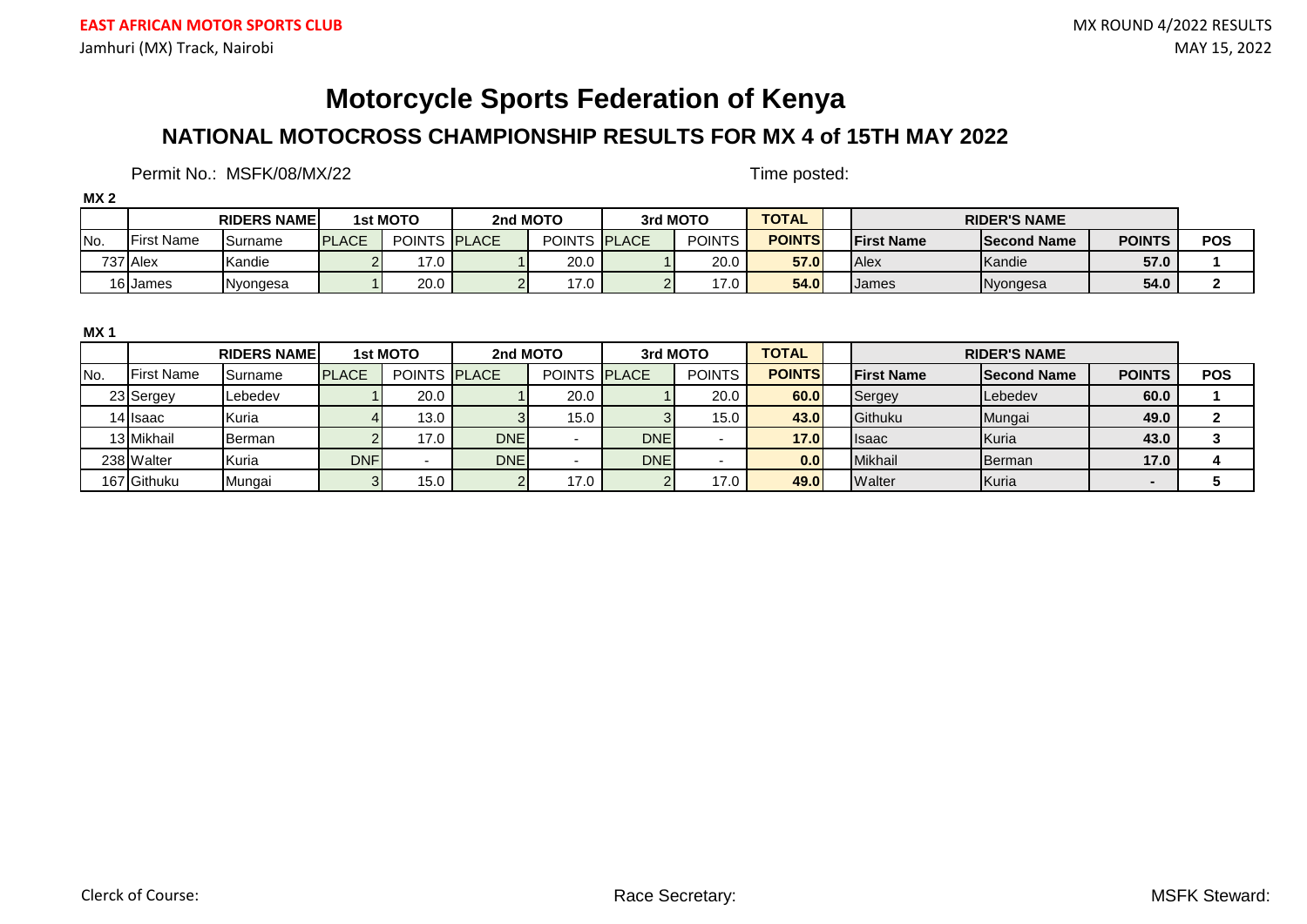**EAST AFRICAN MOTOR SPORTS CLUB**

Jamhuri (MX) Track, Nairobi

MX ROUND 4/2022 RESULTS

MAY 15, 2022

# Motorcycle Sports Federation of Kenya

## NATIONAL MOTOCROSS CHAMPIONSHIP RESULTS FOR MX 4 of 15TH MAY 2022

Permit No.: MSFK/08/MX/22

Time posted:

**MX 2**

| | | RIDERS NAME | 1st MOTO | | 2nd MOTO | | 3rd MOTO | | TOTAL | | RIDER'S NAME | | | |
|---|---|---|---|---|---|---|---|---|---|---|---|---|---|---|
| No. | First Name | Surname | PLACE | POINTS | PLACE | POINTS | PLACE | POINTS | POINTS | | First Name | Second Name | POINTS | POS |
| 737 | Alex | Kandie | 2 | 17.0 | 1 | 20.0 | 1 | 20.0 | 57.0 | | Alex | Kandie | 57.0 | 1 |
| 16 | James | Nyongesa | 1 | 20.0 | 2 | 17.0 | 2 | 17.0 | 54.0 | | James | Nyongesa | 54.0 | 2 |

**MX 1**

| | | RIDERS NAME | 1st MOTO | | 2nd MOTO | | 3rd MOTO | | TOTAL | | RIDER'S NAME | | | |
|---|---|---|---|---|---|---|---|---|---|---|---|---|---|---|
| No. | First Name | Surname | PLACE | POINTS | PLACE | POINTS | PLACE | POINTS | POINTS | | First Name | Second Name | POINTS | POS |
| 23 | Sergey | Lebedev | 1 | 20.0 | 1 | 20.0 | 1 | 20.0 | 60.0 | | Sergey | Lebedev | 60.0 | 1 |
| 14 | Isaac | Kuria | 4 | 13.0 | 3 | 15.0 | 3 | 15.0 | 43.0 | | Githuku | Mungai | 49.0 | 2 |
| 13 | Mikhail | Berman | 2 | 17.0 | DNE | - | DNE | - | 17.0 | | Isaac | Kuria | 43.0 | 3 |
| 238 | Walter | Kuria | DNF | - | DNE | - | DNE | - | 0.0 | | Mikhail | Berman | 17.0 | 4 |
| 167 | Githuku | Mungai | 3 | 15.0 | 2 | 17.0 | 2 | 17.0 | 49.0 | | Walter | Kuria | - | 5 |

Clerck of Course:

Race Secretary:

MSFK Steward: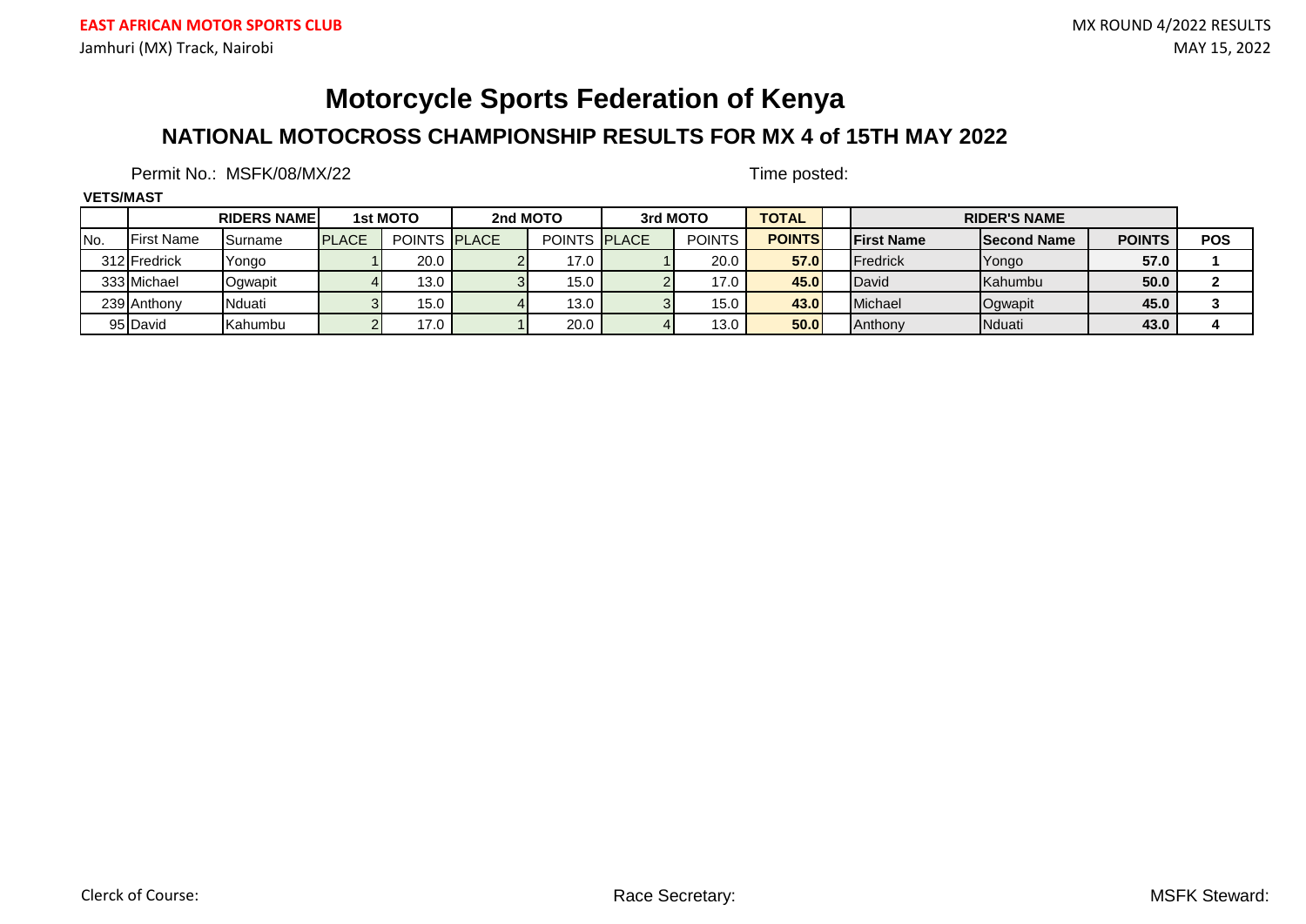EAST AFRICAN MOTOR SPORTS CLUB

Jamhuri (MX) Track, Nairobi

MX ROUND 4/2022 RESULTS

MAY 15, 2022

# Motorcycle Sports Federation of Kenya

## NATIONAL MOTOCROSS CHAMPIONSHIP RESULTS FOR MX 4 of 15TH MAY 2022

Permit No.: MSFK/08/MX/22

Time posted:

**VETS/MAST**

| | | RIDERS NAME | 1st MOTO | | 2nd MOTO | | 3rd MOTO | | TOTAL | | RIDER'S NAME | | | |
|---|---|---|---|---|---|---|---|---|---|---|---|---|---|---|
| No. | First Name | Surname | PLACE | POINTS | PLACE | POINTS | PLACE | POINTS | POINTS | | First Name | Second Name | POINTS | POS |
| 312 | Fredrick | Yongo | 1 | 20.0 | 2 | 17.0 | 1 | 20.0 | 57.0 | | Fredrick | Yongo | 57.0 | 1 |
| 333 | Michael | Ogwapit | 4 | 13.0 | 3 | 15.0 | 2 | 17.0 | 45.0 | | David | Kahumbu | 50.0 | 2 |
| 239 | Anthony | Nduati | 3 | 15.0 | 4 | 13.0 | 3 | 15.0 | 43.0 | | Michael | Ogwapit | 45.0 | 3 |
| 95 | David | Kahumbu | 2 | 17.0 | 1 | 20.0 | 4 | 13.0 | 50.0 | | Anthony | Nduati | 43.0 | 4 |

Clerck of Course:

Race Secretary:

MSFK Steward: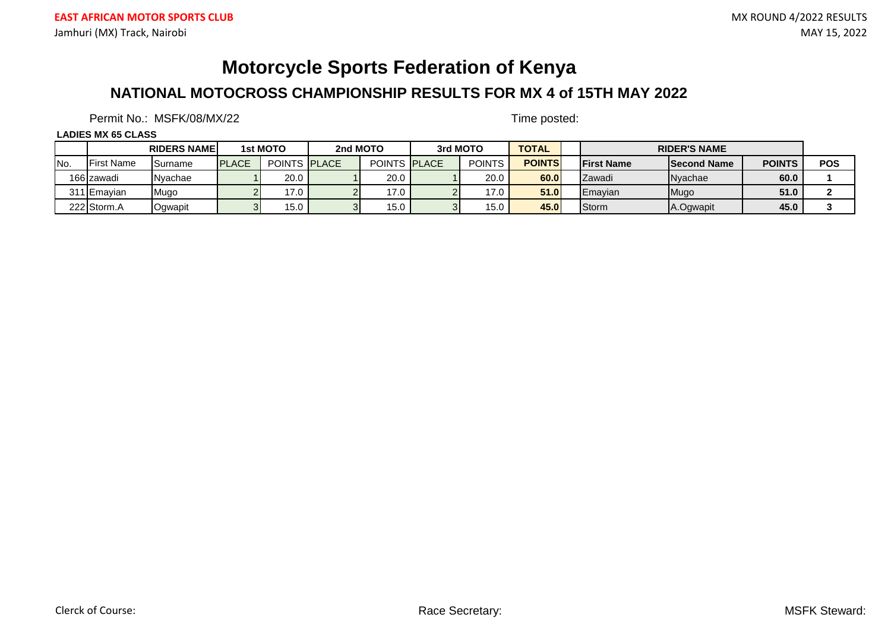**EAST AFRICAN MOTOR SPORTS CLUB**

Jamhuri (MX) Track, Nairobi

MX ROUND 4/2022 RESULTS

MAY 15, 2022

# Motorcycle Sports Federation of Kenya

## NATIONAL MOTOCROSS CHAMPIONSHIP RESULTS FOR MX 4 of 15TH MAY 2022

Permit No.: MSFK/08/MX/22

Time posted:

**LADIES MX 65 CLASS**

| | RIDERS NAME | | 1st MOTO | | 2nd MOTO | | 3rd MOTO | | TOTAL | | RIDER'S NAME | | | |
|---|---|---|---|---|---|---|---|---|---|---|---|---|---|---|
| No. | First Name | Surname | PLACE | POINTS | PLACE | POINTS | PLACE | POINTS | POINTS | | First Name | Second Name | POINTS | POS |
| 166 | zawadi | Nyachae | 1 | 20.0 | 1 | 20.0 | 1 | 20.0 | 60.0 | | Zawadi | Nyachae | 60.0 | 1 |
| 311 | Emayian | Mugo | 2 | 17.0 | 2 | 17.0 | 2 | 17.0 | 51.0 | | Emayian | Mugo | 51.0 | 2 |
| 222 | Storm.A | Ogwapit | 3 | 15.0 | 3 | 15.0 | 3 | 15.0 | 45.0 | | Storm | A.Ogwapit | 45.0 | 3 |

Clerck of Course:

Race Secretary:

MSFK Steward: